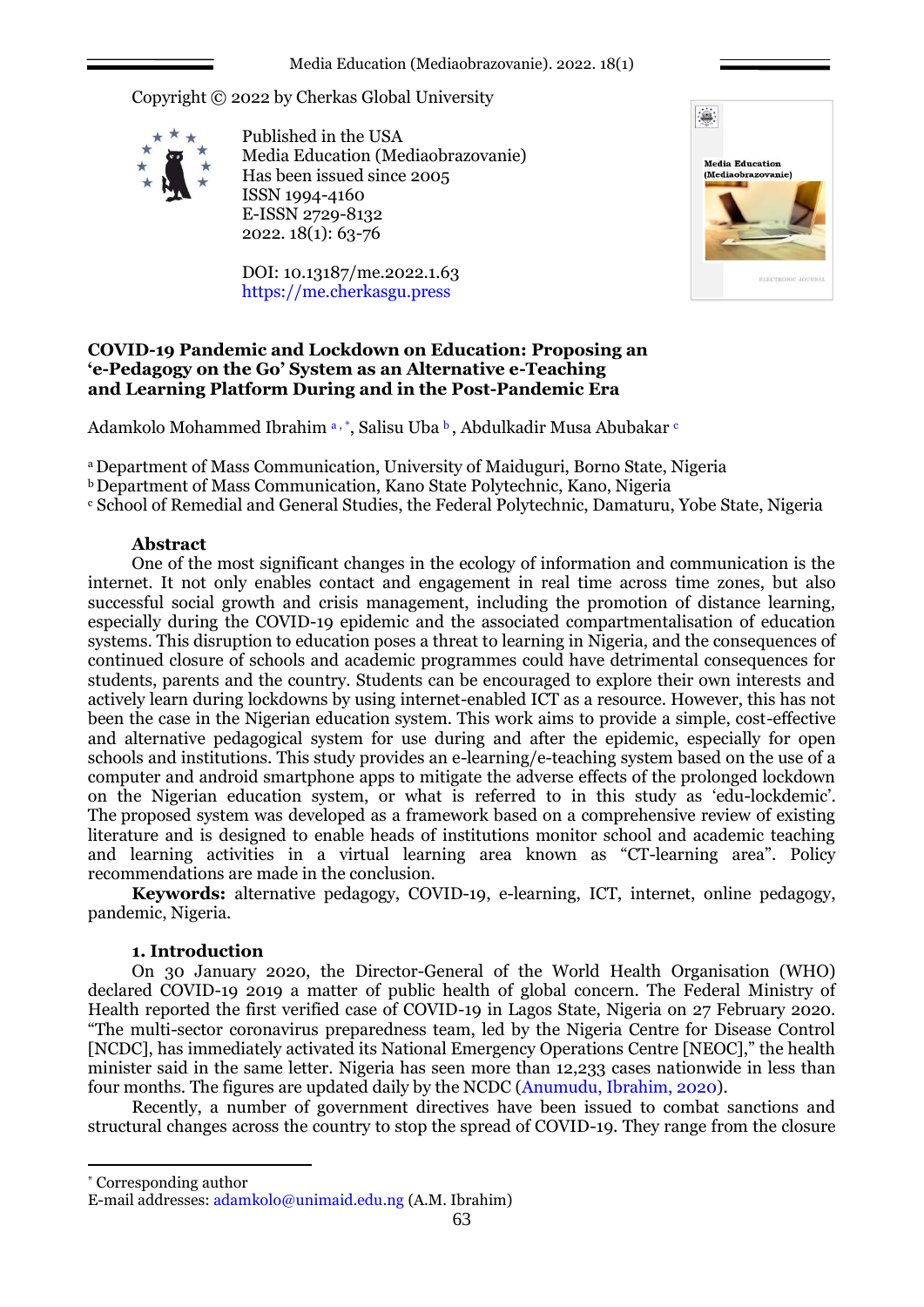Copyright © 2022 by Cherkas Global University

Published in the USA
Media Education (Mediaobrazovanie)
Has been issued since 2005
ISSN 1994-4160
E-ISSN 2729-8132
2022. 18(1): 63-76

DOI: 10.13187/me.2022.1.63
https://me.cherkasgu.press

# COVID-19 Pandemic and Lockdown on Education: Proposing an 'e-Pedagogy on the Go' System as an Alternative e-Teaching and Learning Platform During and in the Post-Pandemic Era

Adamkolo Mohammed Ibrahim [a, *], Salisu Uba [b], Abdulkadir Musa Abubakar [c]

[a] Department of Mass Communication, University of Maiduguri, Borno State, Nigeria
[b] Department of Mass Communication, Kano State Polytechnic, Kano, Nigeria
[c] School of Remedial and General Studies, the Federal Polytechnic, Damaturu, Yobe State, Nigeria

## Abstract

One of the most significant changes in the ecology of information and communication is the internet. It not only enables contact and engagement in real time across time zones, but also successful social growth and crisis management, including the promotion of distance learning, especially during the COVID-19 epidemic and the associated compartmentalisation of education systems. This disruption to education poses a threat to learning in Nigeria, and the consequences of continued closure of schools and academic programmes could have detrimental consequences for students, parents and the country. Students can be encouraged to explore their own interests and actively learn during lockdowns by using internet-enabled ICT as a resource. However, this has not been the case in the Nigerian education system. This work aims to provide a simple, cost-effective and alternative pedagogical system for use during and after the epidemic, especially for open schools and institutions. This study provides an e-learning/e-teaching system based on the use of a computer and android smartphone apps to mitigate the adverse effects of the prolonged lockdown on the Nigerian education system, or what is referred to in this study as 'edu-lockdemic'. The proposed system was developed as a framework based on a comprehensive review of existing literature and is designed to enable heads of institutions monitor school and academic teaching and learning activities in a virtual learning area known as "CT-learning area". Policy recommendations are made in the conclusion.

**Keywords:** alternative pedagogy, COVID-19, e-learning, ICT, internet, online pedagogy, pandemic, Nigeria.

## 1. Introduction

On 30 January 2020, the Director-General of the World Health Organisation (WHO) declared COVID-19 2019 a matter of public health of global concern. The Federal Ministry of Health reported the first verified case of COVID-19 in Lagos State, Nigeria on 27 February 2020. "The multi-sector coronavirus preparedness team, led by the Nigeria Centre for Disease Control [NCDC], has immediately activated its National Emergency Operations Centre [NEOC]," the health minister said in the same letter. Nigeria has seen more than 12,233 cases nationwide in less than four months. The figures are updated daily by the NCDC (Anumudu, Ibrahim, 2020).

Recently, a number of government directives have been issued to combat sanctions and structural changes across the country to stop the spread of COVID-19. They range from the closure

---

* Corresponding author
E-mail addresses: adamkolo@unimaid.edu.ng (A.M. Ibrahim)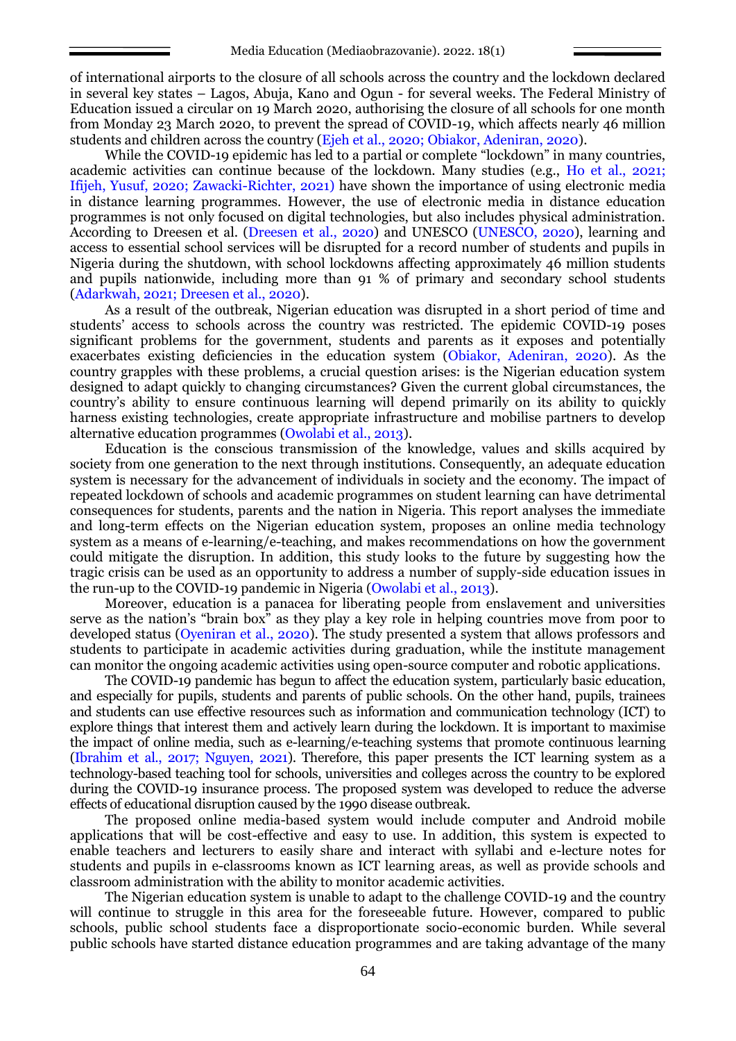of international airports to the closure of all schools across the country and the lockdown declared in several key states – Lagos, Abuja, Kano and Ogun - for several weeks. The Federal Ministry of Education issued a circular on 19 March 2020, authorising the closure of all schools for one month from Monday 23 March 2020, to prevent the spread of COVID-19, which affects nearly 46 million students and children across the country (Ejeh et al., 2020; Obiakor, Adeniran, 2020).

While the COVID-19 epidemic has led to a partial or complete "lockdown" in many countries, academic activities can continue because of the lockdown. Many studies (e.g., Ho et al., 2021; Ifijeh, Yusuf, 2020; Zawacki-Richter, 2021) have shown the importance of using electronic media in distance learning programmes. However, the use of electronic media in distance education programmes is not only focused on digital technologies, but also includes physical administration. According to Dreesen et al. (Dreesen et al., 2020) and UNESCO (UNESCO, 2020), learning and access to essential school services will be disrupted for a record number of students and pupils in Nigeria during the shutdown, with school lockdowns affecting approximately 46 million students and pupils nationwide, including more than 91 % of primary and secondary school students (Adarkwah, 2021; Dreesen et al., 2020).

As a result of the outbreak, Nigerian education was disrupted in a short period of time and students' access to schools across the country was restricted. The epidemic COVID-19 poses significant problems for the government, students and parents as it exposes and potentially exacerbates existing deficiencies in the education system (Obiakor, Adeniran, 2020). As the country grapples with these problems, a crucial question arises: is the Nigerian education system designed to adapt quickly to changing circumstances? Given the current global circumstances, the country's ability to ensure continuous learning will depend primarily on its ability to quickly harness existing technologies, create appropriate infrastructure and mobilise partners to develop alternative education programmes (Owolabi et al., 2013).

Education is the conscious transmission of the knowledge, values and skills acquired by society from one generation to the next through institutions. Consequently, an adequate education system is necessary for the advancement of individuals in society and the economy. The impact of repeated lockdown of schools and academic programmes on student learning can have detrimental consequences for students, parents and the nation in Nigeria. This report analyses the immediate and long-term effects on the Nigerian education system, proposes an online media technology system as a means of e-learning/e-teaching, and makes recommendations on how the government could mitigate the disruption. In addition, this study looks to the future by suggesting how the tragic crisis can be used as an opportunity to address a number of supply-side education issues in the run-up to the COVID-19 pandemic in Nigeria (Owolabi et al., 2013).

Moreover, education is a panacea for liberating people from enslavement and universities serve as the nation's "brain box" as they play a key role in helping countries move from poor to developed status (Oyeniran et al., 2020). The study presented a system that allows professors and students to participate in academic activities during graduation, while the institute management can monitor the ongoing academic activities using open-source computer and robotic applications.

The COVID-19 pandemic has begun to affect the education system, particularly basic education, and especially for pupils, students and parents of public schools. On the other hand, pupils, trainees and students can use effective resources such as information and communication technology (ICT) to explore things that interest them and actively learn during the lockdown. It is important to maximise the impact of online media, such as e-learning/e-teaching systems that promote continuous learning (Ibrahim et al., 2017; Nguyen, 2021). Therefore, this paper presents the ICT learning system as a technology-based teaching tool for schools, universities and colleges across the country to be explored during the COVID-19 insurance process. The proposed system was developed to reduce the adverse effects of educational disruption caused by the 1990 disease outbreak.

The proposed online media-based system would include computer and Android mobile applications that will be cost-effective and easy to use. In addition, this system is expected to enable teachers and lecturers to easily share and interact with syllabi and e-lecture notes for students and pupils in e-classrooms known as ICT learning areas, as well as provide schools and classroom administration with the ability to monitor academic activities.

The Nigerian education system is unable to adapt to the challenge COVID-19 and the country will continue to struggle in this area for the foreseeable future. However, compared to public schools, public school students face a disproportionate socio-economic burden. While several public schools have started distance education programmes and are taking advantage of the many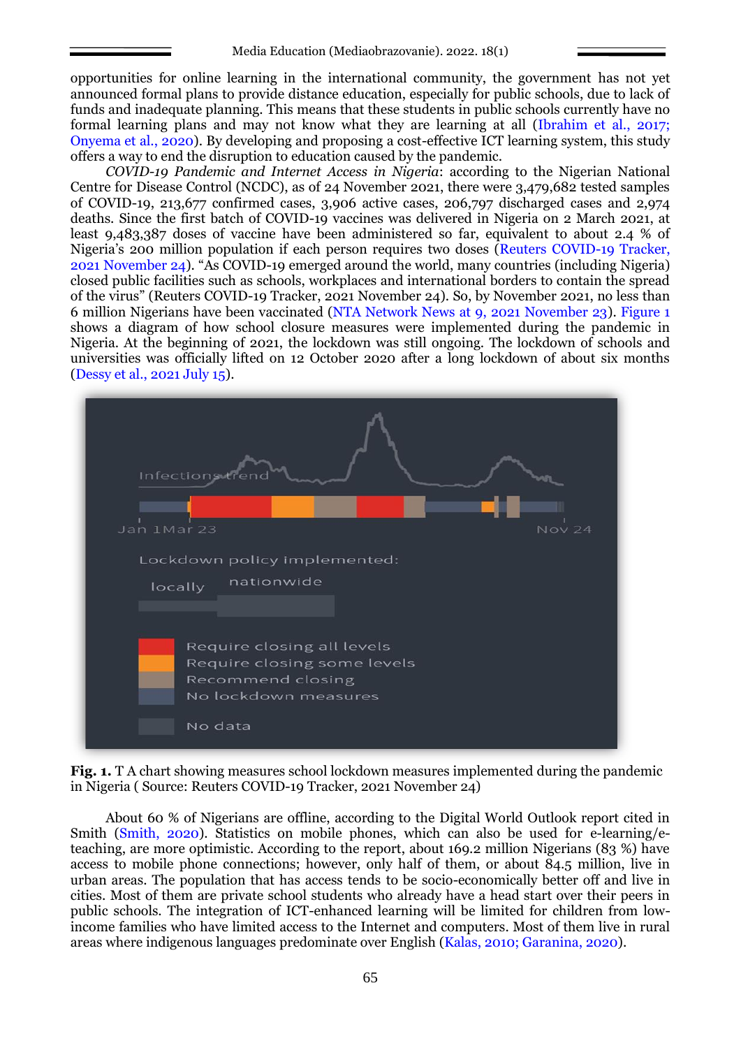opportunities for online learning in the international community, the government has not yet announced formal plans to provide distance education, especially for public schools, due to lack of funds and inadequate planning. This means that these students in public schools currently have no formal learning plans and may not know what they are learning at all (Ibrahim et al., 2017; Onyema et al., 2020). By developing and proposing a cost-effective ICT learning system, this study offers a way to end the disruption to education caused by the pandemic.

*COVID-19 Pandemic and Internet Access in Nigeria*: according to the Nigerian National Centre for Disease Control (NCDC), as of 24 November 2021, there were 3,479,682 tested samples of COVID-19, 213,677 confirmed cases, 3,906 active cases, 206,797 discharged cases and 2,974 deaths. Since the first batch of COVID-19 vaccines was delivered in Nigeria on 2 March 2021, at least 9,483,387 doses of vaccine have been administered so far, equivalent to about 2.4 % of Nigeria's 200 million population if each person requires two doses (Reuters COVID-19 Tracker, 2021 November 24). "As COVID-19 emerged around the world, many countries (including Nigeria) closed public facilities such as schools, workplaces and international borders to contain the spread of the virus" (Reuters COVID-19 Tracker, 2021 November 24). So, by November 2021, no less than 6 million Nigerians have been vaccinated (NTA Network News at 9, 2021 November 23). Figure 1 shows a diagram of how school closure measures were implemented during the pandemic in Nigeria. At the beginning of 2021, the lockdown was still ongoing. The lockdown of schools and universities was officially lifted on 12 October 2020 after a long lockdown of about six months (Dessy et al., 2021 July 15).

**Fig. 1.** T A chart showing measures school lockdown measures implemented during the pandemic in Nigeria ( Source: Reuters COVID-19 Tracker, 2021 November 24)

About 60 % of Nigerians are offline, according to the Digital World Outlook report cited in Smith (Smith, 2020). Statistics on mobile phones, which can also be used for e-learning/e-teaching, are more optimistic. According to the report, about 169.2 million Nigerians (83 %) have access to mobile phone connections; however, only half of them, or about 84.5 million, live in urban areas. The population that has access tends to be socio-economically better off and live in cities. Most of them are private school students who already have a head start over their peers in public schools. The integration of ICT-enhanced learning will be limited for children from low-income families who have limited access to the Internet and computers. Most of them live in rural areas where indigenous languages predominate over English (Kalas, 2010; Garanina, 2020).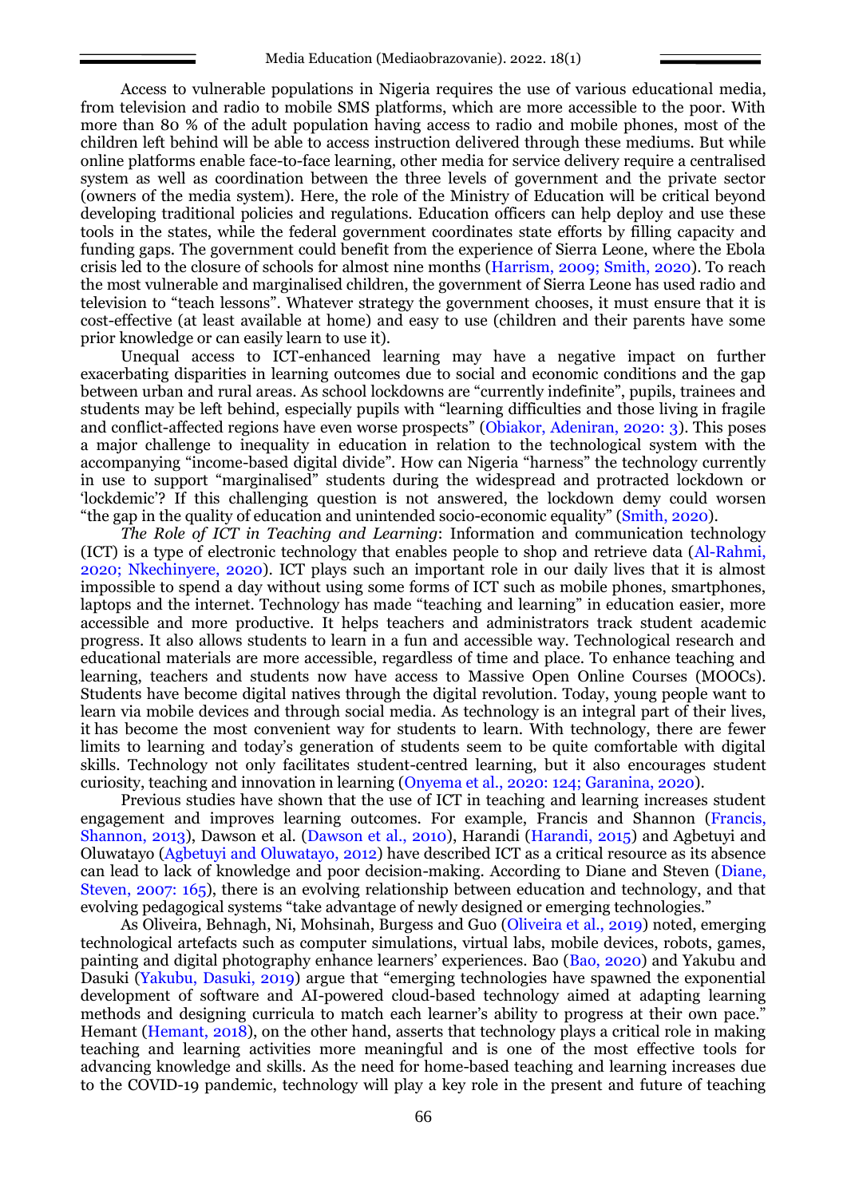Access to vulnerable populations in Nigeria requires the use of various educational media, from television and radio to mobile SMS platforms, which are more accessible to the poor. With more than 80 % of the adult population having access to radio and mobile phones, most of the children left behind will be able to access instruction delivered through these mediums. But while online platforms enable face-to-face learning, other media for service delivery require a centralised system as well as coordination between the three levels of government and the private sector (owners of the media system). Here, the role of the Ministry of Education will be critical beyond developing traditional policies and regulations. Education officers can help deploy and use these tools in the states, while the federal government coordinates state efforts by filling capacity and funding gaps. The government could benefit from the experience of Sierra Leone, where the Ebola crisis led to the closure of schools for almost nine months (Harrism, 2009; Smith, 2020). To reach the most vulnerable and marginalised children, the government of Sierra Leone has used radio and television to "teach lessons". Whatever strategy the government chooses, it must ensure that it is cost-effective (at least available at home) and easy to use (children and their parents have some prior knowledge or can easily learn to use it).

Unequal access to ICT-enhanced learning may have a negative impact on further exacerbating disparities in learning outcomes due to social and economic conditions and the gap between urban and rural areas. As school lockdowns are "currently indefinite", pupils, trainees and students may be left behind, especially pupils with "learning difficulties and those living in fragile and conflict-affected regions have even worse prospects" (Obiakor, Adeniran, 2020: 3). This poses a major challenge to inequality in education in relation to the technological system with the accompanying "income-based digital divide". How can Nigeria "harness" the technology currently in use to support "marginalised" students during the widespread and protracted lockdown or 'lockdemic'? If this challenging question is not answered, the lockdown demy could worsen "the gap in the quality of education and unintended socio-economic equality" (Smith, 2020).

*The Role of ICT in Teaching and Learning*: Information and communication technology (ICT) is a type of electronic technology that enables people to shop and retrieve data (Al-Rahmi, 2020; Nkechinyere, 2020). ICT plays such an important role in our daily lives that it is almost impossible to spend a day without using some forms of ICT such as mobile phones, smartphones, laptops and the internet. Technology has made "teaching and learning" in education easier, more accessible and more productive. It helps teachers and administrators track student academic progress. It also allows students to learn in a fun and accessible way. Technological research and educational materials are more accessible, regardless of time and place. To enhance teaching and learning, teachers and students now have access to Massive Open Online Courses (MOOCs). Students have become digital natives through the digital revolution. Today, young people want to learn via mobile devices and through social media. As technology is an integral part of their lives, it has become the most convenient way for students to learn. With technology, there are fewer limits to learning and today's generation of students seem to be quite comfortable with digital skills. Technology not only facilitates student-centred learning, but it also encourages student curiosity, teaching and innovation in learning (Onyema et al., 2020: 124; Garanina, 2020).

Previous studies have shown that the use of ICT in teaching and learning increases student engagement and improves learning outcomes. For example, Francis and Shannon (Francis, Shannon, 2013), Dawson et al. (Dawson et al., 2010), Harandi (Harandi, 2015) and Agbetuyi and Oluwatayo (Agbetuyi and Oluwatayo, 2012) have described ICT as a critical resource as its absence can lead to lack of knowledge and poor decision-making. According to Diane and Steven (Diane, Steven, 2007: 165), there is an evolving relationship between education and technology, and that evolving pedagogical systems "take advantage of newly designed or emerging technologies."

As Oliveira, Behnagh, Ni, Mohsinah, Burgess and Guo (Oliveira et al., 2019) noted, emerging technological artefacts such as computer simulations, virtual labs, mobile devices, robots, games, painting and digital photography enhance learners' experiences. Bao (Bao, 2020) and Yakubu and Dasuki (Yakubu, Dasuki, 2019) argue that "emerging technologies have spawned the exponential development of software and AI-powered cloud-based technology aimed at adapting learning methods and designing curricula to match each learner's ability to progress at their own pace." Hemant (Hemant, 2018), on the other hand, asserts that technology plays a critical role in making teaching and learning activities more meaningful and is one of the most effective tools for advancing knowledge and skills. As the need for home-based teaching and learning increases due to the COVID-19 pandemic, technology will play a key role in the present and future of teaching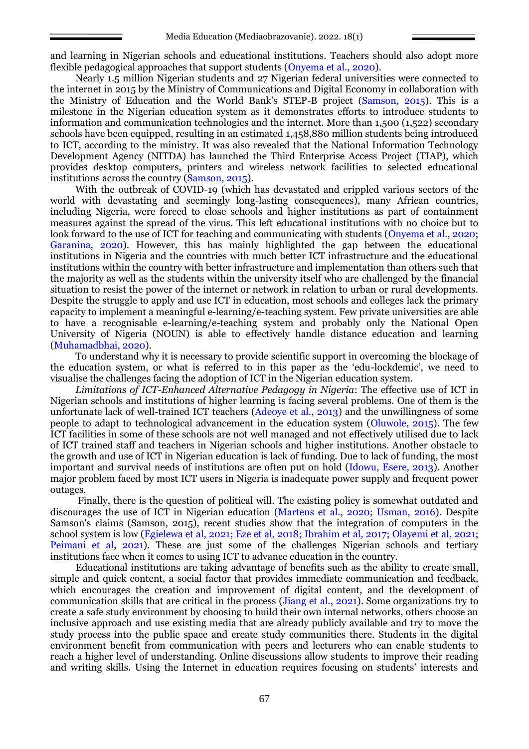and learning in Nigerian schools and educational institutions. Teachers should also adopt more flexible pedagogical approaches that support students (Onyema et al., 2020).

Nearly 1.5 million Nigerian students and 27 Nigerian federal universities were connected to the internet in 2015 by the Ministry of Communications and Digital Economy in collaboration with the Ministry of Education and the World Bank's STEP-B project (Samson, 2015). This is a milestone in the Nigerian education system as it demonstrates efforts to introduce students to information and communication technologies and the internet. More than 1,500 (1,522) secondary schools have been equipped, resulting in an estimated 1,458,880 million students being introduced to ICT, according to the ministry. It was also revealed that the National Information Technology Development Agency (NITDA) has launched the Third Enterprise Access Project (TIAP), which provides desktop computers, printers and wireless network facilities to selected educational institutions across the country (Samson, 2015).

With the outbreak of COVID-19 (which has devastated and crippled various sectors of the world with devastating and seemingly long-lasting consequences), many African countries, including Nigeria, were forced to close schools and higher institutions as part of containment measures against the spread of the virus. This left educational institutions with no choice but to look forward to the use of ICT for teaching and communicating with students (Onyema et al., 2020; Garanina, 2020). However, this has mainly highlighted the gap between the educational institutions in Nigeria and the countries with much better ICT infrastructure and the educational institutions within the country with better infrastructure and implementation than others such that the majority as well as the students within the university itself who are challenged by the financial situation to resist the power of the internet or network in relation to urban or rural developments. Despite the struggle to apply and use ICT in education, most schools and colleges lack the primary capacity to implement a meaningful e-learning/e-teaching system. Few private universities are able to have a recognisable e-learning/e-teaching system and probably only the National Open University of Nigeria (NOUN) is able to effectively handle distance education and learning (Muhamadbhai, 2020).

To understand why it is necessary to provide scientific support in overcoming the blockage of the education system, or what is referred to in this paper as the 'edu-lockdemic', we need to visualise the challenges facing the adoption of ICT in the Nigerian education system.

*Limitations of ICT-Enhanced Alternative Pedagogy in Nigeria*: The effective use of ICT in Nigerian schools and institutions of higher learning is facing several problems. One of them is the unfortunate lack of well-trained ICT teachers (Adeoye et al., 2013) and the unwillingness of some people to adapt to technological advancement in the education system (Oluwole, 2015). The few ICT facilities in some of these schools are not well managed and not effectively utilised due to lack of ICT trained staff and teachers in Nigerian schools and higher institutions. Another obstacle to the growth and use of ICT in Nigerian education is lack of funding. Due to lack of funding, the most important and survival needs of institutions are often put on hold (Idowu, Esere, 2013). Another major problem faced by most ICT users in Nigeria is inadequate power supply and frequent power outages.

Finally, there is the question of political will. The existing policy is somewhat outdated and discourages the use of ICT in Nigerian education (Martens et al., 2020; Usman, 2016). Despite Samson's claims (Samson, 2015), recent studies show that the integration of computers in the school system is low (Egielewa et al, 2021; Eze et al, 2018; Ibrahim et al, 2017; Olayemi et al, 2021; Peimani et al, 2021). These are just some of the challenges Nigerian schools and tertiary institutions face when it comes to using ICT to advance education in the country.

Educational institutions are taking advantage of benefits such as the ability to create small, simple and quick content, a social factor that provides immediate communication and feedback, which encourages the creation and improvement of digital content, and the development of communication skills that are critical in the process (Jiang et al., 2021). Some organizations try to create a safe study environment by choosing to build their own internal networks, others choose an inclusive approach and use existing media that are already publicly available and try to move the study process into the public space and create study communities there. Students in the digital environment benefit from communication with peers and lecturers who can enable students to reach a higher level of understanding. Online discussions allow students to improve their reading and writing skills. Using the Internet in education requires focusing on students' interests and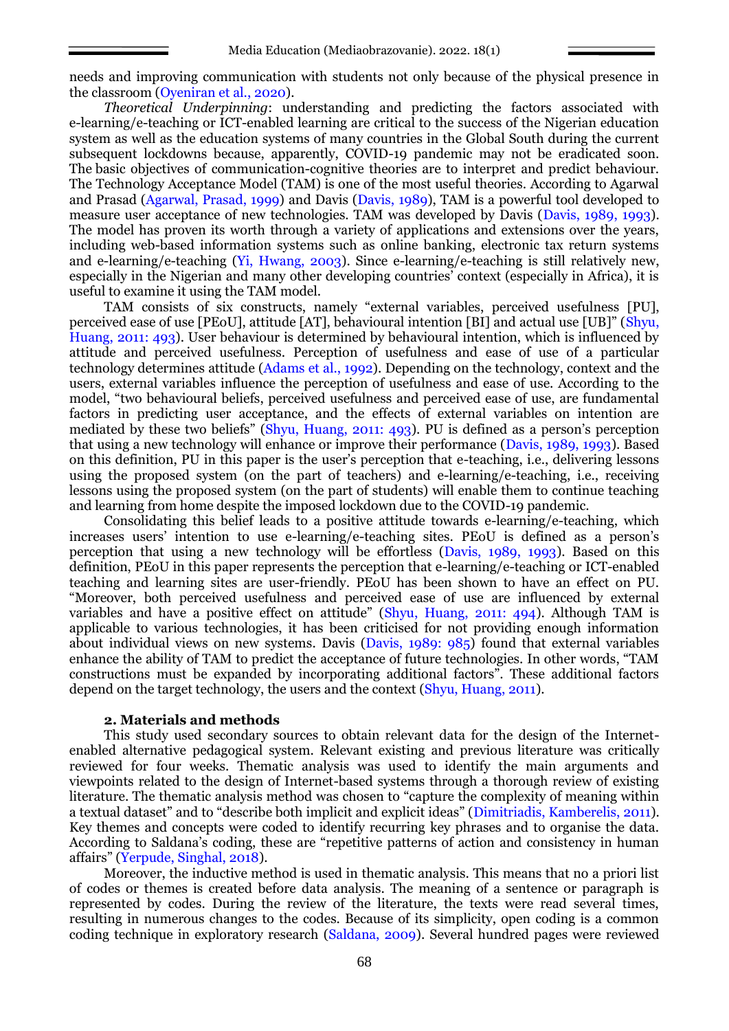needs and improving communication with students not only because of the physical presence in the classroom (Oyeniran et al., 2020).

*Theoretical Underpinning*: understanding and predicting the factors associated with e-learning/e-teaching or ICT-enabled learning are critical to the success of the Nigerian education system as well as the education systems of many countries in the Global South during the current subsequent lockdowns because, apparently, COVID-19 pandemic may not be eradicated soon. The basic objectives of communication-cognitive theories are to interpret and predict behaviour. The Technology Acceptance Model (TAM) is one of the most useful theories. According to Agarwal and Prasad (Agarwal, Prasad, 1999) and Davis (Davis, 1989), TAM is a powerful tool developed to measure user acceptance of new technologies. TAM was developed by Davis (Davis, 1989, 1993). The model has proven its worth through a variety of applications and extensions over the years, including web-based information systems such as online banking, electronic tax return systems and e-learning/e-teaching (Yi, Hwang, 2003). Since e-learning/e-teaching is still relatively new, especially in the Nigerian and many other developing countries' context (especially in Africa), it is useful to examine it using the TAM model.

TAM consists of six constructs, namely "external variables, perceived usefulness [PU], perceived ease of use [PEoU], attitude [AT], behavioural intention [BI] and actual use [UB]" (Shyu, Huang, 2011: 493). User behaviour is determined by behavioural intention, which is influenced by attitude and perceived usefulness. Perception of usefulness and ease of use of a particular technology determines attitude (Adams et al., 1992). Depending on the technology, context and the users, external variables influence the perception of usefulness and ease of use. According to the model, "two behavioural beliefs, perceived usefulness and perceived ease of use, are fundamental factors in predicting user acceptance, and the effects of external variables on intention are mediated by these two beliefs" (Shyu, Huang, 2011: 493). PU is defined as a person's perception that using a new technology will enhance or improve their performance (Davis, 1989, 1993). Based on this definition, PU in this paper is the user's perception that e-teaching, i.e., delivering lessons using the proposed system (on the part of teachers) and e-learning/e-teaching, i.e., receiving lessons using the proposed system (on the part of students) will enable them to continue teaching and learning from home despite the imposed lockdown due to the COVID-19 pandemic.

Consolidating this belief leads to a positive attitude towards e-learning/e-teaching, which increases users' intention to use e-learning/e-teaching sites. PEoU is defined as a person's perception that using a new technology will be effortless (Davis, 1989, 1993). Based on this definition, PEoU in this paper represents the perception that e-learning/e-teaching or ICT-enabled teaching and learning sites are user-friendly. PEoU has been shown to have an effect on PU. "Moreover, both perceived usefulness and perceived ease of use are influenced by external variables and have a positive effect on attitude" (Shyu, Huang, 2011: 494). Although TAM is applicable to various technologies, it has been criticised for not providing enough information about individual views on new systems. Davis (Davis, 1989: 985) found that external variables enhance the ability of TAM to predict the acceptance of future technologies. In other words, "TAM constructions must be expanded by incorporating additional factors". These additional factors depend on the target technology, the users and the context (Shyu, Huang, 2011).

### 2. Materials and methods

This study used secondary sources to obtain relevant data for the design of the Internet-enabled alternative pedagogical system. Relevant existing and previous literature was critically reviewed for four weeks. Thematic analysis was used to identify the main arguments and viewpoints related to the design of Internet-based systems through a thorough review of existing literature. The thematic analysis method was chosen to "capture the complexity of meaning within a textual dataset" and to "describe both implicit and explicit ideas" (Dimitriadis, Kamberelis, 2011). Key themes and concepts were coded to identify recurring key phrases and to organise the data. According to Saldana's coding, these are "repetitive patterns of action and consistency in human affairs" (Yerpude, Singhal, 2018).

Moreover, the inductive method is used in thematic analysis. This means that no a priori list of codes or themes is created before data analysis. The meaning of a sentence or paragraph is represented by codes. During the review of the literature, the texts were read several times, resulting in numerous changes to the codes. Because of its simplicity, open coding is a common coding technique in exploratory research (Saldana, 2009). Several hundred pages were reviewed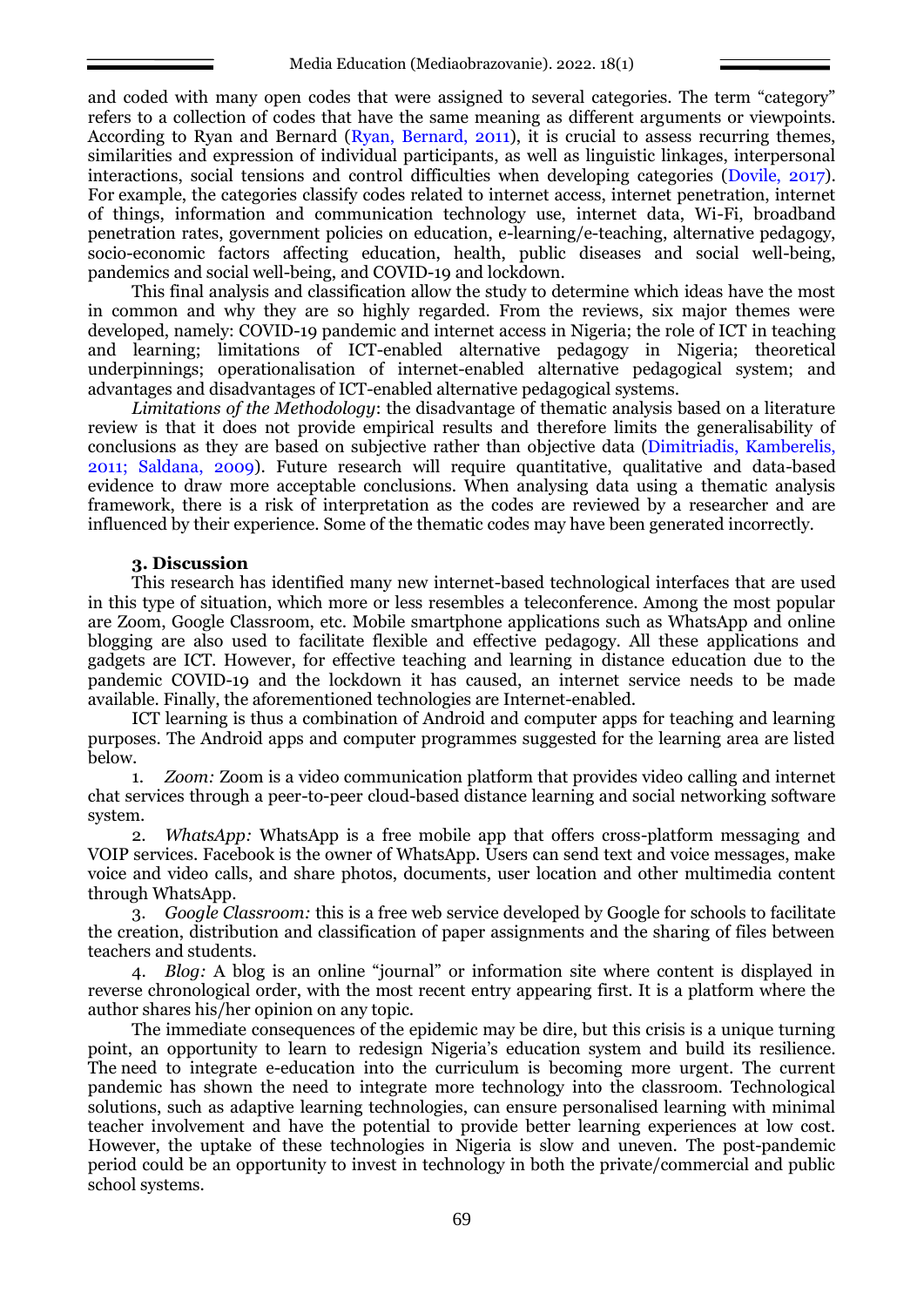and coded with many open codes that were assigned to several categories. The term "category" refers to a collection of codes that have the same meaning as different arguments or viewpoints. According to Ryan and Bernard (Ryan, Bernard, 2011), it is crucial to assess recurring themes, similarities and expression of individual participants, as well as linguistic linkages, interpersonal interactions, social tensions and control difficulties when developing categories (Dovile, 2017). For example, the categories classify codes related to internet access, internet penetration, internet of things, information and communication technology use, internet data, Wi-Fi, broadband penetration rates, government policies on education, e-learning/e-teaching, alternative pedagogy, socio-economic factors affecting education, health, public diseases and social well-being, pandemics and social well-being, and COVID-19 and lockdown.

This final analysis and classification allow the study to determine which ideas have the most in common and why they are so highly regarded. From the reviews, six major themes were developed, namely: COVID-19 pandemic and internet access in Nigeria; the role of ICT in teaching and learning; limitations of ICT-enabled alternative pedagogy in Nigeria; theoretical underpinnings; operationalisation of internet-enabled alternative pedagogical system; and advantages and disadvantages of ICT-enabled alternative pedagogical systems.

*Limitations of the Methodology*: the disadvantage of thematic analysis based on a literature review is that it does not provide empirical results and therefore limits the generalisability of conclusions as they are based on subjective rather than objective data (Dimitriadis, Kamberelis, 2011; Saldana, 2009). Future research will require quantitative, qualitative and data-based evidence to draw more acceptable conclusions. When analysing data using a thematic analysis framework, there is a risk of interpretation as the codes are reviewed by a researcher and are influenced by their experience. Some of the thematic codes may have been generated incorrectly.

### 3. Discussion

This research has identified many new internet-based technological interfaces that are used in this type of situation, which more or less resembles a teleconference. Among the most popular are Zoom, Google Classroom, etc. Mobile smartphone applications such as WhatsApp and online blogging are also used to facilitate flexible and effective pedagogy. All these applications and gadgets are ICT. However, for effective teaching and learning in distance education due to the pandemic COVID-19 and the lockdown it has caused, an internet service needs to be made available. Finally, the aforementioned technologies are Internet-enabled.

ICT learning is thus a combination of Android and computer apps for teaching and learning purposes. The Android apps and computer programmes suggested for the learning area are listed below.

1. *Zoom:* Zoom is a video communication platform that provides video calling and internet chat services through a peer-to-peer cloud-based distance learning and social networking software system.
2. *WhatsApp:* WhatsApp is a free mobile app that offers cross-platform messaging and VOIP services. Facebook is the owner of WhatsApp. Users can send text and voice messages, make voice and video calls, and share photos, documents, user location and other multimedia content through WhatsApp.
3. *Google Classroom:* this is a free web service developed by Google for schools to facilitate the creation, distribution and classification of paper assignments and the sharing of files between teachers and students.
4. *Blog:* A blog is an online "journal" or information site where content is displayed in reverse chronological order, with the most recent entry appearing first. It is a platform where the author shares his/her opinion on any topic.

The immediate consequences of the epidemic may be dire, but this crisis is a unique turning point, an opportunity to learn to redesign Nigeria's education system and build its resilience. The need to integrate e-education into the curriculum is becoming more urgent. The current pandemic has shown the need to integrate more technology into the classroom. Technological solutions, such as adaptive learning technologies, can ensure personalised learning with minimal teacher involvement and have the potential to provide better learning experiences at low cost. However, the uptake of these technologies in Nigeria is slow and uneven. The post-pandemic period could be an opportunity to invest in technology in both the private/commercial and public school systems.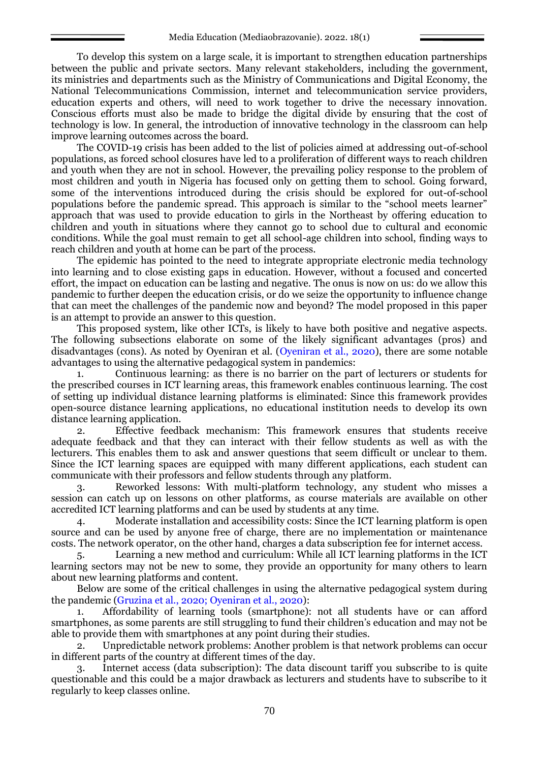To develop this system on a large scale, it is important to strengthen education partnerships between the public and private sectors. Many relevant stakeholders, including the government, its ministries and departments such as the Ministry of Communications and Digital Economy, the National Telecommunications Commission, internet and telecommunication service providers, education experts and others, will need to work together to drive the necessary innovation. Conscious efforts must also be made to bridge the digital divide by ensuring that the cost of technology is low. In general, the introduction of innovative technology in the classroom can help improve learning outcomes across the board.

The COVID-19 crisis has been added to the list of policies aimed at addressing out-of-school populations, as forced school closures have led to a proliferation of different ways to reach children and youth when they are not in school. However, the prevailing policy response to the problem of most children and youth in Nigeria has focused only on getting them to school. Going forward, some of the interventions introduced during the crisis should be explored for out-of-school populations before the pandemic spread. This approach is similar to the "school meets learner" approach that was used to provide education to girls in the Northeast by offering education to children and youth in situations where they cannot go to school due to cultural and economic conditions. While the goal must remain to get all school-age children into school, finding ways to reach children and youth at home can be part of the process.

The epidemic has pointed to the need to integrate appropriate electronic media technology into learning and to close existing gaps in education. However, without a focused and concerted effort, the impact on education can be lasting and negative. The onus is now on us: do we allow this pandemic to further deepen the education crisis, or do we seize the opportunity to influence change that can meet the challenges of the pandemic now and beyond? The model proposed in this paper is an attempt to provide an answer to this question.

This proposed system, like other ICTs, is likely to have both positive and negative aspects. The following subsections elaborate on some of the likely significant advantages (pros) and disadvantages (cons). As noted by Oyeniran et al. (Oyeniran et al., 2020), there are some notable advantages to using the alternative pedagogical system in pandemics:

1. Continuous learning: as there is no barrier on the part of lecturers or students for the prescribed courses in ICT learning areas, this framework enables continuous learning. The cost of setting up individual distance learning platforms is eliminated: Since this framework provides open-source distance learning applications, no educational institution needs to develop its own distance learning application.
2. Effective feedback mechanism: This framework ensures that students receive adequate feedback and that they can interact with their fellow students as well as with the lecturers. This enables them to ask and answer questions that seem difficult or unclear to them. Since the ICT learning spaces are equipped with many different applications, each student can communicate with their professors and fellow students through any platform.
3. Reworked lessons: With multi-platform technology, any student who misses a session can catch up on lessons on other platforms, as course materials are available on other accredited ICT learning platforms and can be used by students at any time.
4. Moderate installation and accessibility costs: Since the ICT learning platform is open source and can be used by anyone free of charge, there are no implementation or maintenance costs. The network operator, on the other hand, charges a data subscription fee for internet access.
5. Learning a new method and curriculum: While all ICT learning platforms in the ICT learning sectors may not be new to some, they provide an opportunity for many others to learn about new learning platforms and content.

Below are some of the critical challenges in using the alternative pedagogical system during the pandemic (Gruzina et al., 2020; Oyeniran et al., 2020):

1. Affordability of learning tools (smartphone): not all students have or can afford smartphones, as some parents are still struggling to fund their children's education and may not be able to provide them with smartphones at any point during their studies.
2. Unpredictable network problems: Another problem is that network problems can occur in different parts of the country at different times of the day.
3. Internet access (data subscription): The data discount tariff you subscribe to is quite questionable and this could be a major drawback as lecturers and students have to subscribe to it regularly to keep classes online.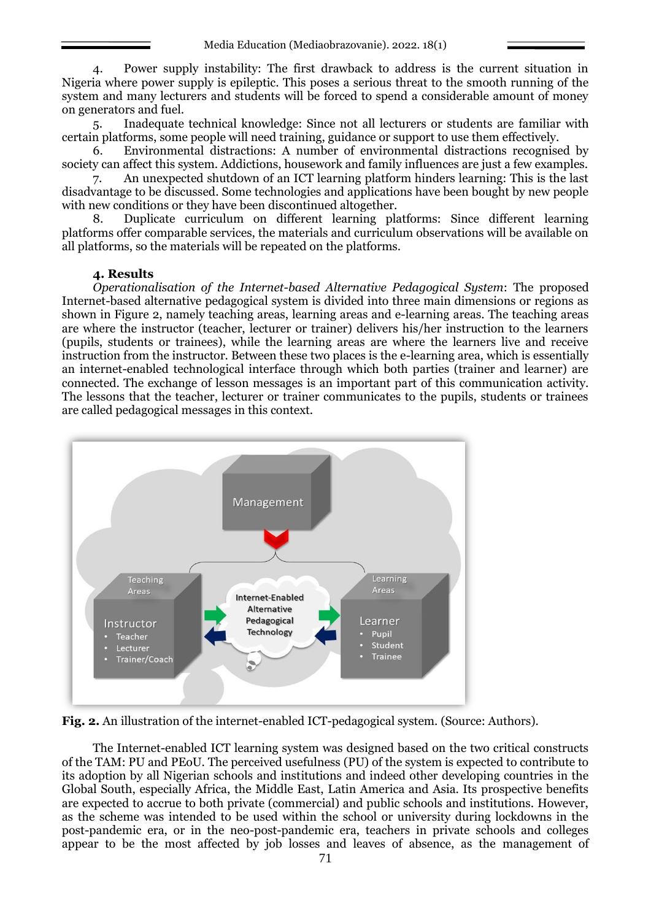4. Power supply instability: The first drawback to address is the current situation in Nigeria where power supply is epileptic. This poses a serious threat to the smooth running of the system and many lecturers and students will be forced to spend a considerable amount of money on generators and fuel.

5. Inadequate technical knowledge: Since not all lecturers or students are familiar with certain platforms, some people will need training, guidance or support to use them effectively.

6. Environmental distractions: A number of environmental distractions recognised by society can affect this system. Addictions, housework and family influences are just a few examples.

7. An unexpected shutdown of an ICT learning platform hinders learning: This is the last disadvantage to be discussed. Some technologies and applications have been bought by new people with new conditions or they have been discontinued altogether.

8. Duplicate curriculum on different learning platforms: Since different learning platforms offer comparable services, the materials and curriculum observations will be available on all platforms, so the materials will be repeated on the platforms.

## 4. Results

*Operationalisation of the Internet-based Alternative Pedagogical System*: The proposed Internet-based alternative pedagogical system is divided into three main dimensions or regions as shown in Figure 2, namely teaching areas, learning areas and e-learning areas. The teaching areas are where the instructor (teacher, lecturer or trainer) delivers his/her instruction to the learners (pupils, students or trainees), while the learning areas are where the learners live and receive instruction from the instructor. Between these two places is the e-learning area, which is essentially an internet-enabled technological interface through which both parties (trainer and learner) are connected. The exchange of lesson messages is an important part of this communication activity. The lessons that the teacher, lecturer or trainer communicates to the pupils, students or trainees are called pedagogical messages in this context.

**Fig. 2.** An illustration of the internet-enabled ICT-pedagogical system. (Source: Authors).

The Internet-enabled ICT learning system was designed based on the two critical constructs of the TAM: PU and PEoU. The perceived usefulness (PU) of the system is expected to contribute to its adoption by all Nigerian schools and institutions and indeed other developing countries in the Global South, especially Africa, the Middle East, Latin America and Asia. Its prospective benefits are expected to accrue to both private (commercial) and public schools and institutions. However, as the scheme was intended to be used within the school or university during lockdowns in the post-pandemic era, or in the neo-post-pandemic era, teachers in private schools and colleges appear to be the most affected by job losses and leaves of absence, as the management of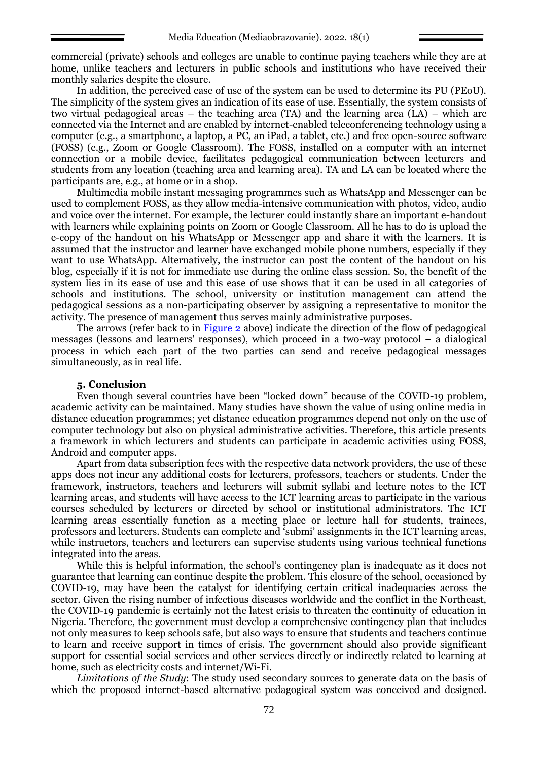commercial (private) schools and colleges are unable to continue paying teachers while they are at home, unlike teachers and lecturers in public schools and institutions who have received their monthly salaries despite the closure.

In addition, the perceived ease of use of the system can be used to determine its PU (PEoU). The simplicity of the system gives an indication of its ease of use. Essentially, the system consists of two virtual pedagogical areas – the teaching area (TA) and the learning area (LA) – which are connected via the Internet and are enabled by internet-enabled teleconferencing technology using a computer (e.g., a smartphone, a laptop, a PC, an iPad, a tablet, etc.) and free open-source software (FOSS) (e.g., Zoom or Google Classroom). The FOSS, installed on a computer with an internet connection or a mobile device, facilitates pedagogical communication between lecturers and students from any location (teaching area and learning area). TA and LA can be located where the participants are, e.g., at home or in a shop.

Multimedia mobile instant messaging programmes such as WhatsApp and Messenger can be used to complement FOSS, as they allow media-intensive communication with photos, video, audio and voice over the internet. For example, the lecturer could instantly share an important e-handout with learners while explaining points on Zoom or Google Classroom. All he has to do is upload the e-copy of the handout on his WhatsApp or Messenger app and share it with the learners. It is assumed that the instructor and learner have exchanged mobile phone numbers, especially if they want to use WhatsApp. Alternatively, the instructor can post the content of the handout on his blog, especially if it is not for immediate use during the online class session. So, the benefit of the system lies in its ease of use and this ease of use shows that it can be used in all categories of schools and institutions. The school, university or institution management can attend the pedagogical sessions as a non-participating observer by assigning a representative to monitor the activity. The presence of management thus serves mainly administrative purposes.

The arrows (refer back to in Figure 2 above) indicate the direction of the flow of pedagogical messages (lessons and learners' responses), which proceed in a two-way protocol – a dialogical process in which each part of the two parties can send and receive pedagogical messages simultaneously, as in real life.

## 5. Conclusion

Even though several countries have been "locked down" because of the COVID-19 problem, academic activity can be maintained. Many studies have shown the value of using online media in distance education programmes; yet distance education programmes depend not only on the use of computer technology but also on physical administrative activities. Therefore, this article presents a framework in which lecturers and students can participate in academic activities using FOSS, Android and computer apps.

Apart from data subscription fees with the respective data network providers, the use of these apps does not incur any additional costs for lecturers, professors, teachers or students. Under the framework, instructors, teachers and lecturers will submit syllabi and lecture notes to the ICT learning areas, and students will have access to the ICT learning areas to participate in the various courses scheduled by lecturers or directed by school or institutional administrators. The ICT learning areas essentially function as a meeting place or lecture hall for students, trainees, professors and lecturers. Students can complete and 'submi' assignments in the ICT learning areas, while instructors, teachers and lecturers can supervise students using various technical functions integrated into the areas.

While this is helpful information, the school's contingency plan is inadequate as it does not guarantee that learning can continue despite the problem. This closure of the school, occasioned by COVID-19, may have been the catalyst for identifying certain critical inadequacies across the sector. Given the rising number of infectious diseases worldwide and the conflict in the Northeast, the COVID-19 pandemic is certainly not the latest crisis to threaten the continuity of education in Nigeria. Therefore, the government must develop a comprehensive contingency plan that includes not only measures to keep schools safe, but also ways to ensure that students and teachers continue to learn and receive support in times of crisis. The government should also provide significant support for essential social services and other services directly or indirectly related to learning at home, such as electricity costs and internet/Wi-Fi.

*Limitations of the Study*: The study used secondary sources to generate data on the basis of which the proposed internet-based alternative pedagogical system was conceived and designed.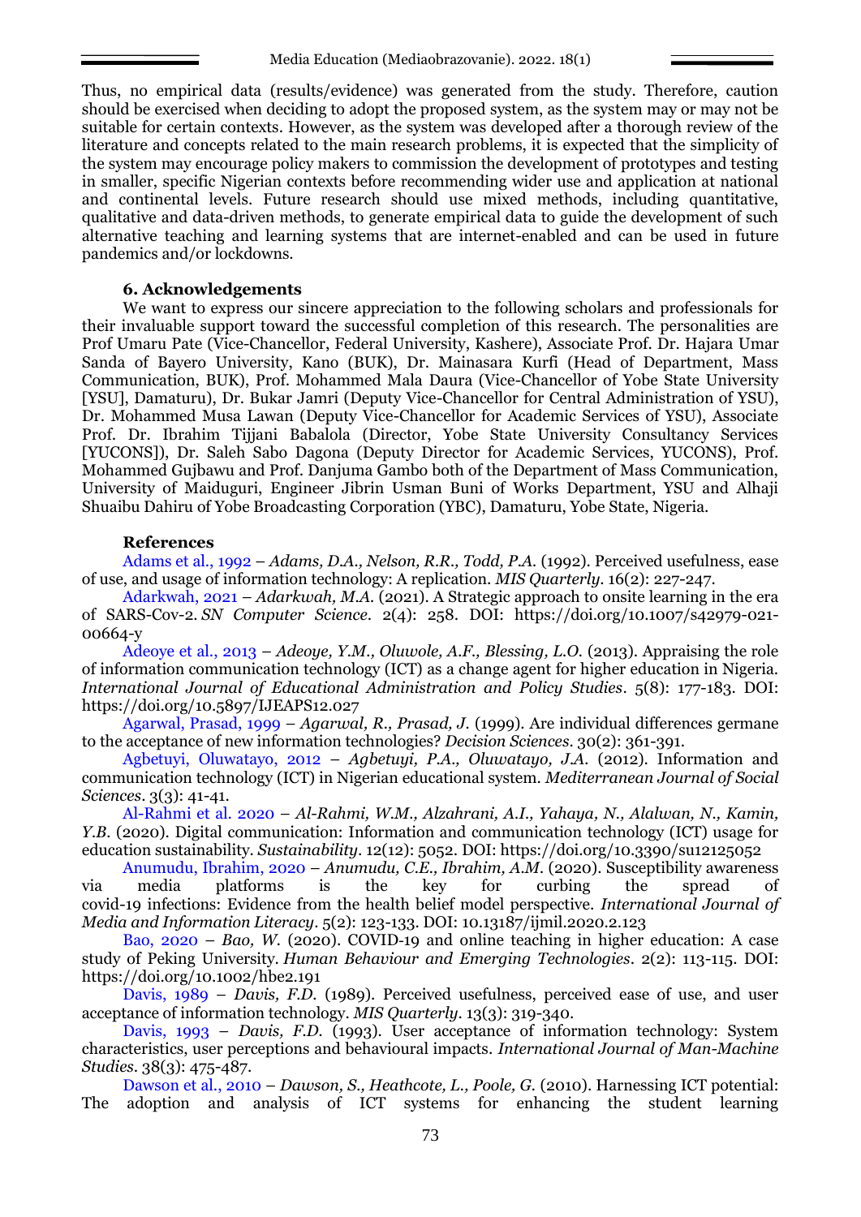Thus, no empirical data (results/evidence) was generated from the study. Therefore, caution should be exercised when deciding to adopt the proposed system, as the system may or may not be suitable for certain contexts. However, as the system was developed after a thorough review of the literature and concepts related to the main research problems, it is expected that the simplicity of the system may encourage policy makers to commission the development of prototypes and testing in smaller, specific Nigerian contexts before recommending wider use and application at national and continental levels. Future research should use mixed methods, including quantitative, qualitative and data-driven methods, to generate empirical data to guide the development of such alternative teaching and learning systems that are internet-enabled and can be used in future pandemics and/or lockdowns.

### 6. Acknowledgements

We want to express our sincere appreciation to the following scholars and professionals for their invaluable support toward the successful completion of this research. The personalities are Prof Umaru Pate (Vice-Chancellor, Federal University, Kashere), Associate Prof. Dr. Hajara Umar Sanda of Bayero University, Kano (BUK), Dr. Mainasara Kurfi (Head of Department, Mass Communication, BUK), Prof. Mohammed Mala Daura (Vice-Chancellor of Yobe State University [YSU], Damaturu), Dr. Bukar Jamri (Deputy Vice-Chancellor for Central Administration of YSU), Dr. Mohammed Musa Lawan (Deputy Vice-Chancellor for Academic Services of YSU), Associate Prof. Dr. Ibrahim Tijjani Babalola (Director, Yobe State University Consultancy Services [YUCONS]), Dr. Saleh Sabo Dagona (Deputy Director for Academic Services, YUCONS), Prof. Mohammed Gujbawu and Prof. Danjuma Gambo both of the Department of Mass Communication, University of Maiduguri, Engineer Jibrin Usman Buni of Works Department, YSU and Alhaji Shuaibu Dahiru of Yobe Broadcasting Corporation (YBC), Damaturu, Yobe State, Nigeria.

### References

Adams et al., 1992 – *Adams, D.A., Nelson, R.R., Todd, P.A.* (1992). Perceived usefulness, ease of use, and usage of information technology: A replication. *MIS Quarterly*. 16(2): 227-247.

Adarkwah, 2021 – *Adarkwah, M.A.* (2021). A Strategic approach to onsite learning in the era of SARS-Cov-2. *SN Computer Science*. 2(4): 258. DOI: https://doi.org/10.1007/s42979-021-00664-y

Adeoye et al., 2013 – *Adeoye, Y.M., Oluwole, A.F., Blessing, L.O.* (2013). Appraising the role of information communication technology (ICT) as a change agent for higher education in Nigeria. *International Journal of Educational Administration and Policy Studies*. 5(8): 177-183. DOI: https://doi.org/10.5897/IJEAPS12.027

Agarwal, Prasad, 1999 – *Agarwal, R., Prasad, J.* (1999). Are individual differences germane to the acceptance of new information technologies? *Decision Sciences*. 30(2): 361-391.

Agbetuyi, Oluwatayo, 2012 – *Agbetuyi, P.A., Oluwatayo, J.A.* (2012). Information and communication technology (ICT) in Nigerian educational system. *Mediterranean Journal of Social Sciences*. 3(3): 41-41.

Al-Rahmi et al. 2020 – *Al-Rahmi, W.M., Alzahrani, A.I., Yahaya, N., Alalwan, N., Kamin, Y.B.* (2020). Digital communication: Information and communication technology (ICT) usage for education sustainability. *Sustainability*. 12(12): 5052. DOI: https://doi.org/10.3390/su12125052

Anumudu, Ibrahim, 2020 – *Anumudu, C.E., Ibrahim, A.M.* (2020). Susceptibility awareness via media platforms is the key for curbing the spread of covid-19 infections: Evidence from the health belief model perspective. *International Journal of Media and Information Literacy*. 5(2): 123-133. DOI: 10.13187/ijmil.2020.2.123

Bao, 2020 – *Bao, W.* (2020). COVID-19 and online teaching in higher education: A case study of Peking University. *Human Behaviour and Emerging Technologies*. 2(2): 113-115. DOI: https://doi.org/10.1002/hbe2.191

Davis, 1989 – *Davis, F.D.* (1989). Perceived usefulness, perceived ease of use, and user acceptance of information technology. *MIS Quarterly*. 13(3): 319-340.

Davis, 1993 – *Davis, F.D.* (1993). User acceptance of information technology: System characteristics, user perceptions and behavioural impacts. *International Journal of Man-Machine Studies*. 38(3): 475-487.

Dawson et al., 2010 – *Dawson, S., Heathcote, L., Poole, G.* (2010). Harnessing ICT potential: The adoption and analysis of ICT systems for enhancing the student learning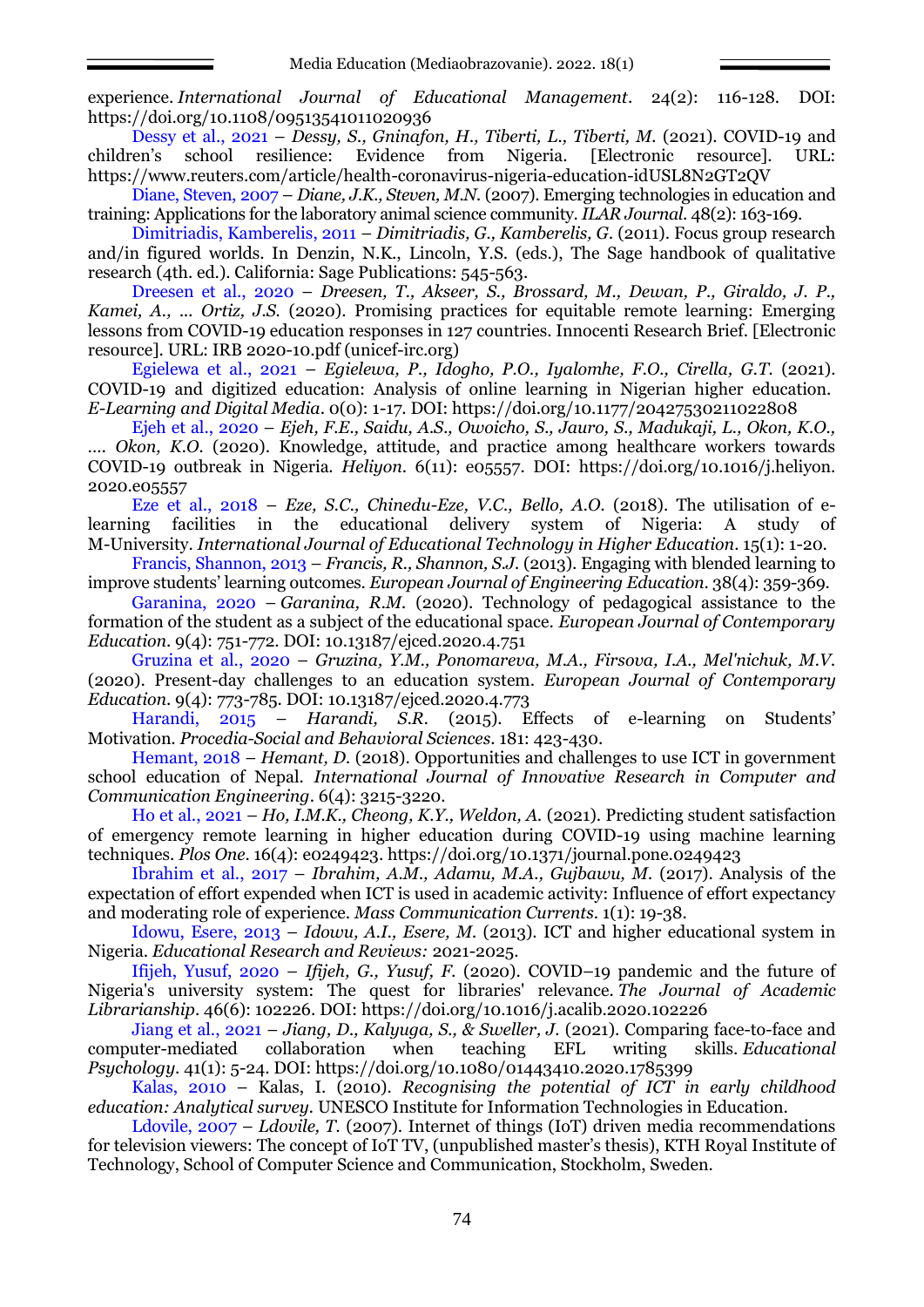experience. *International Journal of Educational Management*. 24(2): 116-128. DOI: https://doi.org/10.1108/09513541011020936

Dessy et al., 2021 – *Dessy, S., Gninafon, H., Tiberti, L., Tiberti, M.* (2021). COVID-19 and children's school resilience: Evidence from Nigeria. [Electronic resource]. URL: https://www.reuters.com/article/health-coronavirus-nigeria-education-idUSL8N2GT2QV

Diane, Steven, 2007 – *Diane, J.K., Steven, M.N.* (2007). Emerging technologies in education and training: Applications for the laboratory animal science community. *ILAR Journal*. 48(2): 163-169.

Dimitriadis, Kamberelis, 2011 – *Dimitriadis, G., Kamberelis, G.* (2011). Focus group research and/in figured worlds. In Denzin, N.K., Lincoln, Y.S. (eds.), The Sage handbook of qualitative research (4th. ed.). California: Sage Publications: 545-563.

Dreesen et al., 2020 – *Dreesen, T., Akseer, S., Brossard, M., Dewan, P., Giraldo, J. P., Kamei, A., ... Ortiz, J.S.* (2020). Promising practices for equitable remote learning: Emerging lessons from COVID-19 education responses in 127 countries. Innocenti Research Brief. [Electronic resource]. URL: IRB 2020-10.pdf (unicef-irc.org)

Egielewa et al., 2021 – *Egielewa, P., Idogho, P.O., Iyalomhe, F.O., Cirella, G.T.* (2021). COVID-19 and digitized education: Analysis of online learning in Nigerian higher education. *E-Learning and Digital Media*. 0(0): 1-17. DOI: https://doi.org/10.1177/20427530211022808

Ejeh et al., 2020 – *Ejeh, F.E., Saidu, A.S., Owoicho, S., Jauro, S., Madukaji, L., Okon, K.O., .... Okon, K.O.* (2020). Knowledge, attitude, and practice among healthcare workers towards COVID-19 outbreak in Nigeria. *Heliyon*. 6(11): e05557. DOI: https://doi.org/10.1016/j.heliyon.2020.e05557

Eze et al., 2018 – *Eze, S.C., Chinedu-Eze, V.C., Bello, A.O.* (2018). The utilisation of e-learning facilities in the educational delivery system of Nigeria: A study of M-University. *International Journal of Educational Technology in Higher Education*. 15(1): 1-20.

Francis, Shannon, 2013 – *Francis, R., Shannon, S.J.* (2013). Engaging with blended learning to improve students' learning outcomes. *European Journal of Engineering Education*. 38(4): 359-369.

Garanina, 2020 – *Garanina, R.M.* (2020). Technology of pedagogical assistance to the formation of the student as a subject of the educational space. *European Journal of Contemporary Education*. 9(4): 751-772. DOI: 10.13187/ejced.2020.4.751

Gruzina et al., 2020 – *Gruzina, Y.M., Ponomareva, M.A., Firsova, I.A., Mel'nichuk, M.V.* (2020). Present-day challenges to an education system. *European Journal of Contemporary Education*. 9(4): 773-785. DOI: 10.13187/ejced.2020.4.773

Harandi, 2015 – *Harandi, S.R.* (2015). Effects of e-learning on Students' Motivation. *Procedia-Social and Behavioral Sciences*. 181: 423-430.

Hemant, 2018 – *Hemant, D.* (2018). Opportunities and challenges to use ICT in government school education of Nepal. *International Journal of Innovative Research in Computer and Communication Engineering*. 6(4): 3215-3220.

Ho et al., 2021 – *Ho, I.M.K., Cheong, K.Y., Weldon, A.* (2021). Predicting student satisfaction of emergency remote learning in higher education during COVID-19 using machine learning techniques. *Plos One*. 16(4): e0249423. https://doi.org/10.1371/journal.pone.0249423

Ibrahim et al., 2017 – *Ibrahim, A.M., Adamu, M.A., Gujbawu, M.* (2017). Analysis of the expectation of effort expended when ICT is used in academic activity: Influence of effort expectancy and moderating role of experience. *Mass Communication Currents*. 1(1): 19-38.

Idowu, Esere, 2013 – *Idowu, A.I., Esere, M.* (2013). ICT and higher educational system in Nigeria. *Educational Research and Reviews:* 2021-2025.

Ifijeh, Yusuf, 2020 – *Ifijeh, G., Yusuf, F.* (2020). COVID–19 pandemic and the future of Nigeria's university system: The quest for libraries' relevance. *The Journal of Academic Librarianship*. 46(6): 102226. DOI: https://doi.org/10.1016/j.acalib.2020.102226

Jiang et al., 2021 – *Jiang, D., Kalyuga, S., & Sweller, J.* (2021). Comparing face-to-face and computer-mediated collaboration when teaching EFL writing skills. *Educational Psychology*. 41(1): 5-24. DOI: https://doi.org/10.1080/01443410.2020.1785399

Kalas, 2010 – Kalas, I. (2010). *Recognising the potential of ICT in early childhood education: Analytical survey.* UNESCO Institute for Information Technologies in Education.

Ldovile, 2007 – *Ldovile, T.* (2007). Internet of things (IoT) driven media recommendations for television viewers: The concept of IoT TV, (unpublished master's thesis), KTH Royal Institute of Technology, School of Computer Science and Communication, Stockholm, Sweden.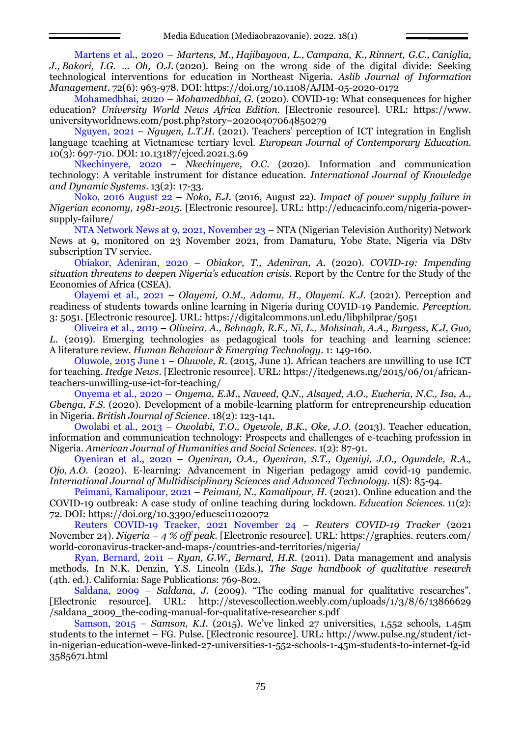Martens et al., 2020 – *Martens, M., Hajibayova, L., Campana, K., Rinnert, G.C., Caniglia, J., Bakori, I.G. … Oh, O.J.* (2020). Being on the wrong side of the digital divide: Seeking technological interventions for education in Northeast Nigeria. *Aslib Journal of Information Management*. 72(6): 963-978. DOI: https://doi.org/10.1108/AJIM-05-2020-0172

Mohamedbhai, 2020 – *Mohamedbhai, G.* (2020). COVID-19: What consequences for higher education? *University World News Africa Edition*. [Electronic resource]. URL: https://www.universityworldnews.com/post.php?story=20200407064850279

Nguyen, 2021 – *Nguyen, L.T.H.* (2021). Teachers' perception of ICT integration in English language teaching at Vietnamese tertiary level. *European Journal of Contemporary Education*. 10(3): 697-710. DOI: 10.13187/ejced.2021.3.69

Nkechinyere, 2020 – *Nkechinyere, O.C.* (2020). Information and communication technology: A veritable instrument for distance education. *International Journal of Knowledge and Dynamic Systems*. 13(2): 17-33.

Noko, 2016 August 22 – *Noko, E.J.* (2016, August 22). *Impact of power supply failure in Nigerian economy, 1981-2015*. [Electronic resource]. URL: http://educacinfo.com/nigeria-power-supply-failure/

NTA Network News at 9, 2021, November 23 – NTA (Nigerian Television Authority) Network News at 9, monitored on 23 November 2021, from Damaturu, Yobe State, Nigeria via DStv subscription TV service.

Obiakor, Adeniran, 2020 – *Obiakor, T., Adeniran, A.* (2020). *COVID-19: Impending situation threatens to deepen Nigeria's education crisis*. Report by the Centre for the Study of the Economies of Africa (CSEA).

Olayemi et al., 2021 – *Olayemi, O.M., Adamu, H., Olayemi. K.J.* (2021). Perception and readiness of students towards online learning in Nigeria during COVID-19 Pandemic. *Perception*. 3: 5051. [Electronic resource]. URL: https://digitalcommons.unl.edu/libphilprac/5051

Oliveira et al., 2019 – *Oliveira, A., Behnagh, R.F., Ni, L., Mohsinah, A.A., Burgess, K.J, Guo, L.* (2019). Emerging technologies as pedagogical tools for teaching and learning science: A literature review. *Human Behaviour & Emerging Technology*. 1: 149-160.

Oluwole, 2015 June 1 – *Oluwole, R.* (2015, June 1). African teachers are unwilling to use ICT for teaching. *Itedge News*. [Electronic resource]. URL: https://itedgenews.ng/2015/06/01/african-teachers-unwilling-use-ict-for-teaching/

Onyema et al., 2020 – *Onyema, E.M., Naveed, Q.N., Alsayed, A.O., Eucheria, N.C., Isa, A., Gbenga, F.S.* (2020). Development of a mobile-learning platform for entrepreneurship education in Nigeria. *British Journal of Science*. 18(2): 123-141.

Owolabi et al., 2013 – *Owolabi, T.O., Oyewole, B.K., Oke, J.O.* (2013). Teacher education, information and communication technology: Prospects and challenges of e-teaching profession in Nigeria. *American Journal of Humanities and Social Sciences*. 1(2): 87-91.

Oyeniran et al., 2020 – *Oyeniran, O.A., Oyeniran, S.T., Oyeniyi, J.O., Ogundele, R.A., Ojo, A.O.* (2020). E-learning: Advancement in Nigerian pedagogy amid covid-19 pandemic. *International Journal of Multidisciplinary Sciences and Advanced Technology*. 1(S): 85-94.

Peimani, Kamalipour, 2021 – *Peimani, N., Kamalipour, H.* (2021). Online education and the COVID-19 outbreak: A case study of online teaching during lockdown. *Education Sciences*. 11(2): 72. DOI: https://doi.org/10.3390/educsci11020072

Reuters COVID-19 Tracker, 2021 November 24 – *Reuters COVID-19 Tracker* (2021 November 24). *Nigeria – 4 % off peak*. [Electronic resource]. URL: https://graphics.reuters.com/world-coronavirus-tracker-and-maps-/countries-and-territories/nigeria/

Ryan, Bernard, 2011 – *Ryan, G.W., Bernard, H.R.* (2011). Data management and analysis methods. In N.K. Denzin, Y.S. Lincoln (Eds.), *The Sage handbook of qualitative research* (4th. ed.). California: Sage Publications: 769-802.

Saldana, 2009 – *Saldana, J.* (2009). "The coding manual for qualitative researches". [Electronic resource]. URL: http://stevescollection.weebly.com/uploads/1/3/8/6/13866629/saldana_2009_the-coding-manual-for-qualitative-researcher s.pdf

Samson, 2015 – *Samson, K.I.* (2015). We've linked 27 universities, 1,552 schools, 1.45m students to the internet – FG. Pulse. [Electronic resource]. URL: http://www.pulse.ng/student/ict-in-nigerian-education-weve-linked-27-universities-1-552-schools-1-45m-students-to-internet-fg-id 3585671.html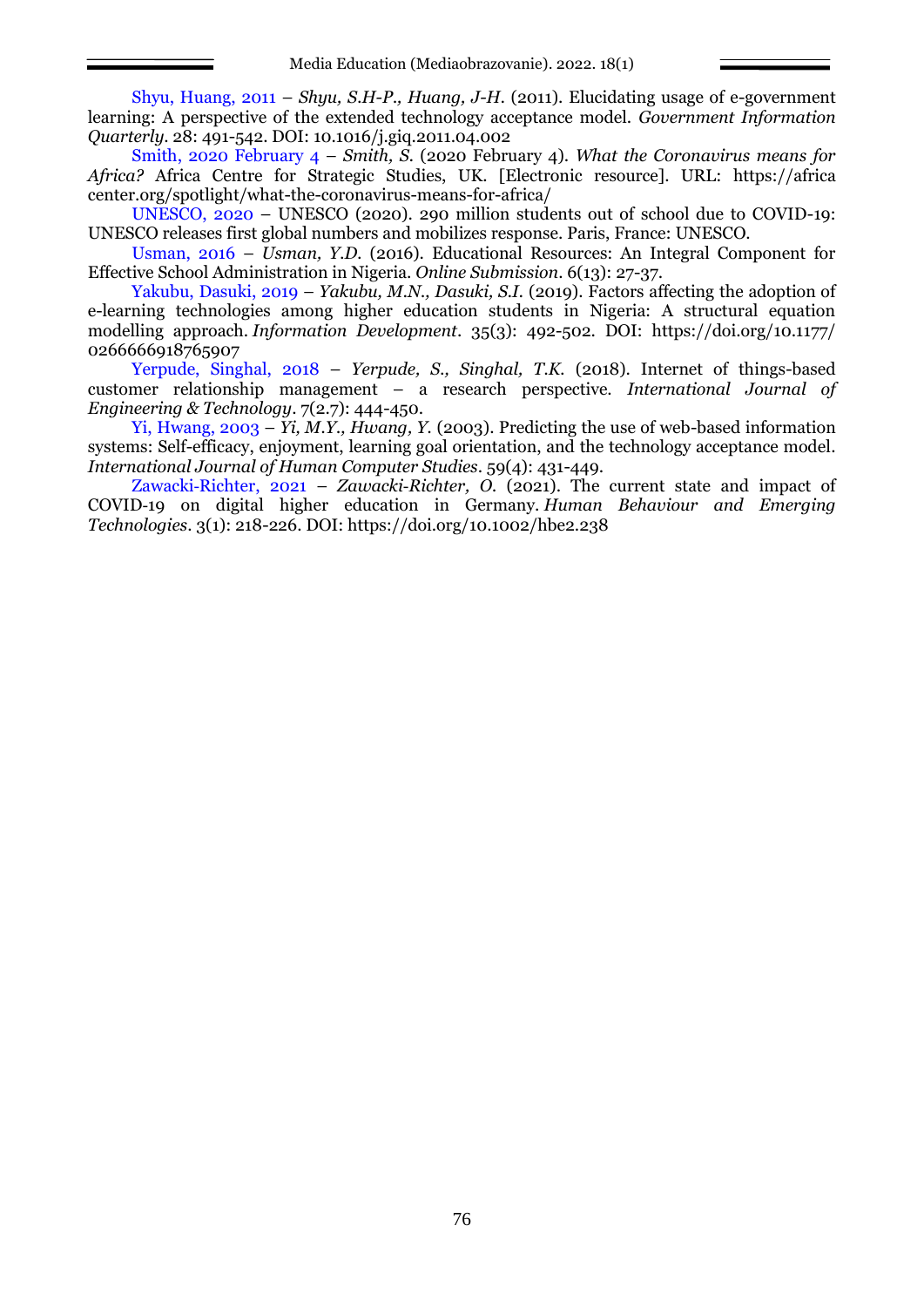Shyu, Huang, 2011 – *Shyu, S.H-P., Huang, J-H.* (2011). Elucidating usage of e-government learning: A perspective of the extended technology acceptance model. *Government Information Quarterly*. 28: 491-542. DOI: 10.1016/j.giq.2011.04.002

Smith, 2020 February 4 – *Smith, S.* (2020 February 4). *What the Coronavirus means for Africa?* Africa Centre for Strategic Studies, UK. [Electronic resource]. URL: https://africa center.org/spotlight/what-the-coronavirus-means-for-africa/

UNESCO, 2020 – UNESCO (2020). 290 million students out of school due to COVID-19: UNESCO releases first global numbers and mobilizes response. Paris, France: UNESCO.

Usman, 2016 – *Usman, Y.D.* (2016). Educational Resources: An Integral Component for Effective School Administration in Nigeria. *Online Submission*. 6(13): 27-37.

Yakubu, Dasuki, 2019 – *Yakubu, M.N., Dasuki, S.I.* (2019). Factors affecting the adoption of e-learning technologies among higher education students in Nigeria: A structural equation modelling approach. *Information Development*. 35(3): 492-502. DOI: https://doi.org/10.1177/0266666918765907

Yerpude, Singhal, 2018 – *Yerpude, S., Singhal, T.K.* (2018). Internet of things-based customer relationship management – a research perspective. *International Journal of Engineering & Technology*. 7(2.7): 444-450.

Yi, Hwang, 2003 – *Yi, M.Y., Hwang, Y.* (2003). Predicting the use of web-based information systems: Self-efficacy, enjoyment, learning goal orientation, and the technology acceptance model. *International Journal of Human Computer Studies*. 59(4): 431-449.

Zawacki-Richter, 2021 – *Zawacki-Richter, O.* (2021). The current state and impact of COVID-19 on digital higher education in Germany. *Human Behaviour and Emerging Technologies*. 3(1): 218-226. DOI: https://doi.org/10.1002/hbe2.238